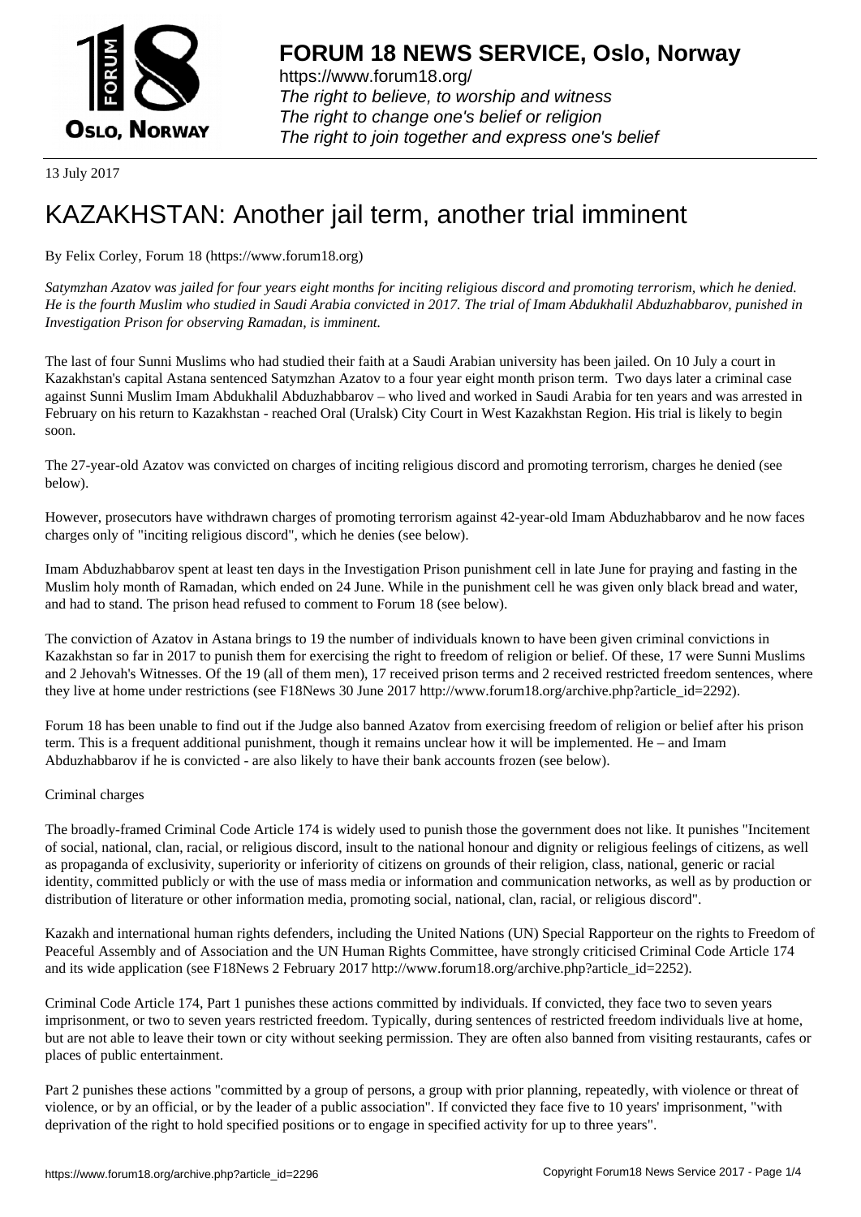**FORUM 18 NEWS SERVICE, Oslo, Norway**

https://www.forum18.org/
*The right to believe, to worship and witness*
*The right to change one's belief or religion*
*The right to join together and express one's belief*

13 July 2017

# KAZAKHSTAN: Another jail term, another trial imminent

By Felix Corley, Forum 18 (https://www.forum18.org)

*Satymzhan Azatov was jailed for four years eight months for inciting religious discord and promoting terrorism, which he denied. He is the fourth Muslim who studied in Saudi Arabia convicted in 2017. The trial of Imam Abdukhalil Abduzhabbarov, punished in Investigation Prison for observing Ramadan, is imminent.*

The last of four Sunni Muslims who had studied their faith at a Saudi Arabian university has been jailed. On 10 July a court in Kazakhstan's capital Astana sentenced Satymzhan Azatov to a four year eight month prison term. Two days later a criminal case against Sunni Muslim Imam Abdukhalil Abduzhabbarov – who lived and worked in Saudi Arabia for ten years and was arrested in February on his return to Kazakhstan - reached Oral (Uralsk) City Court in West Kazakhstan Region. His trial is likely to begin soon.

The 27-year-old Azatov was convicted on charges of inciting religious discord and promoting terrorism, charges he denied (see below).

However, prosecutors have withdrawn charges of promoting terrorism against 42-year-old Imam Abduzhabbarov and he now faces charges only of "inciting religious discord", which he denies (see below).

Imam Abduzhabbarov spent at least ten days in the Investigation Prison punishment cell in late June for praying and fasting in the Muslim holy month of Ramadan, which ended on 24 June. While in the punishment cell he was given only black bread and water, and had to stand. The prison head refused to comment to Forum 18 (see below).

The conviction of Azatov in Astana brings to 19 the number of individuals known to have been given criminal convictions in Kazakhstan so far in 2017 to punish them for exercising the right to freedom of religion or belief. Of these, 17 were Sunni Muslims and 2 Jehovah's Witnesses. Of the 19 (all of them men), 17 received prison terms and 2 received restricted freedom sentences, where they live at home under restrictions (see F18News 30 June 2017 http://www.forum18.org/archive.php?article_id=2292).

Forum 18 has been unable to find out if the Judge also banned Azatov from exercising freedom of religion or belief after his prison term. This is a frequent additional punishment, though it remains unclear how it will be implemented. He – and Imam Abduzhabbarov if he is convicted - are also likely to have their bank accounts frozen (see below).

Criminal charges

The broadly-framed Criminal Code Article 174 is widely used to punish those the government does not like. It punishes "Incitement of social, national, clan, racial, or religious discord, insult to the national honour and dignity or religious feelings of citizens, as well as propaganda of exclusivity, superiority or inferiority of citizens on grounds of their religion, class, national, generic or racial identity, committed publicly or with the use of mass media or information and communication networks, as well as by production or distribution of literature or other information media, promoting social, national, clan, racial, or religious discord".

Kazakh and international human rights defenders, including the United Nations (UN) Special Rapporteur on the rights to Freedom of Peaceful Assembly and of Association and the UN Human Rights Committee, have strongly criticised Criminal Code Article 174 and its wide application (see F18News 2 February 2017 http://www.forum18.org/archive.php?article_id=2252).

Criminal Code Article 174, Part 1 punishes these actions committed by individuals. If convicted, they face two to seven years imprisonment, or two to seven years restricted freedom. Typically, during sentences of restricted freedom individuals live at home, but are not able to leave their town or city without seeking permission. They are often also banned from visiting restaurants, cafes or places of public entertainment.

Part 2 punishes these actions "committed by a group of persons, a group with prior planning, repeatedly, with violence or threat of violence, or by an official, or by the leader of a public association". If convicted they face five to 10 years' imprisonment, "with deprivation of the right to hold specified positions or to engage in specified activity for up to three years".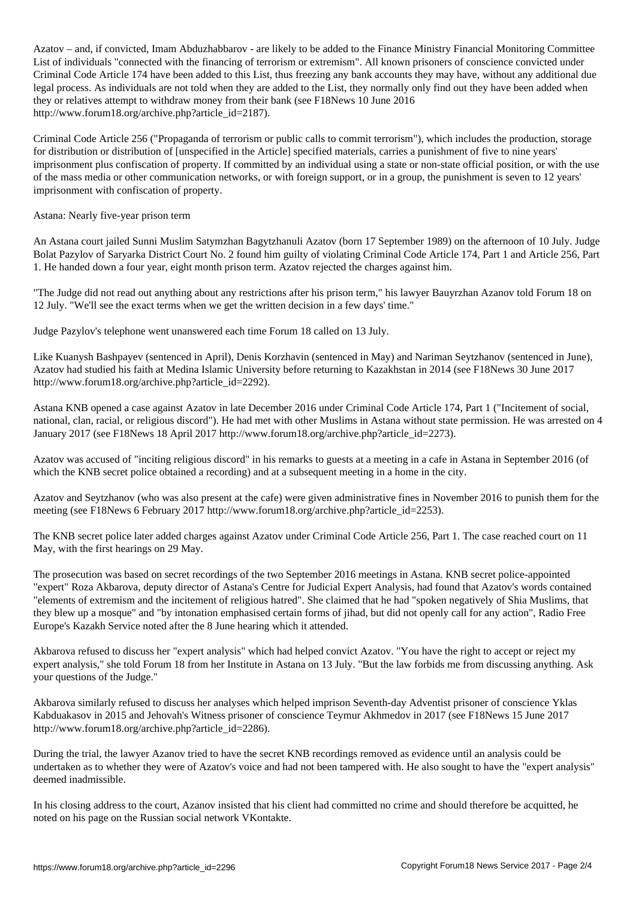Azatov – and, if convicted, Imam Abduzhabbarov - are likely to be added to the Finance Ministry Financial Monitoring Committee List of individuals "connected with the financing of terrorism or extremism". All known prisoners of conscience convicted under Criminal Code Article 174 have been added to this List, thus freezing any bank accounts they may have, without any additional due legal process. As individuals are not told when they are added to the List, they normally only find out they have been added when they or relatives attempt to withdraw money from their bank (see F18News 10 June 2016 http://www.forum18.org/archive.php?article_id=2187).

Criminal Code Article 256 ("Propaganda of terrorism or public calls to commit terrorism"), which includes the production, storage for distribution or distribution of [unspecified in the Article] specified materials, carries a punishment of five to nine years' imprisonment plus confiscation of property. If committed by an individual using a state or non-state official position, or with the use of the mass media or other communication networks, or with foreign support, or in a group, the punishment is seven to 12 years' imprisonment with confiscation of property.

## Astana: Nearly five-year prison term

An Astana court jailed Sunni Muslim Satymzhan Bagytzhanuli Azatov (born 17 September 1989) on the afternoon of 10 July. Judge Bolat Pazylov of Saryarka District Court No. 2 found him guilty of violating Criminal Code Article 174, Part 1 and Article 256, Part 1. He handed down a four year, eight month prison term. Azatov rejected the charges against him.

"The Judge did not read out anything about any restrictions after his prison term," his lawyer Bauyrzhan Azanov told Forum 18 on 12 July. "We'll see the exact terms when we get the written decision in a few days' time."

Judge Pazylov's telephone went unanswered each time Forum 18 called on 13 July.

Like Kuanysh Bashpayev (sentenced in April), Denis Korzhavin (sentenced in May) and Nariman Seytzhanov (sentenced in June), Azatov had studied his faith at Medina Islamic University before returning to Kazakhstan in 2014 (see F18News 30 June 2017 http://www.forum18.org/archive.php?article_id=2292).

Astana KNB opened a case against Azatov in late December 2016 under Criminal Code Article 174, Part 1 ("Incitement of social, national, clan, racial, or religious discord"). He had met with other Muslims in Astana without state permission. He was arrested on 4 January 2017 (see F18News 18 April 2017 http://www.forum18.org/archive.php?article_id=2273).

Azatov was accused of "inciting religious discord" in his remarks to guests at a meeting in a cafe in Astana in September 2016 (of which the KNB secret police obtained a recording) and at a subsequent meeting in a home in the city.

Azatov and Seytzhanov (who was also present at the cafe) were given administrative fines in November 2016 to punish them for the meeting (see F18News 6 February 2017 http://www.forum18.org/archive.php?article_id=2253).

The KNB secret police later added charges against Azatov under Criminal Code Article 256, Part 1. The case reached court on 11 May, with the first hearings on 29 May.

The prosecution was based on secret recordings of the two September 2016 meetings in Astana. KNB secret police-appointed "expert" Roza Akbarova, deputy director of Astana's Centre for Judicial Expert Analysis, had found that Azatov's words contained "elements of extremism and the incitement of religious hatred". She claimed that he had "spoken negatively of Shia Muslims, that they blew up a mosque" and "by intonation emphasised certain forms of jihad, but did not openly call for any action", Radio Free Europe's Kazakh Service noted after the 8 June hearing which it attended.

Akbarova refused to discuss her "expert analysis" which had helped convict Azatov. "You have the right to accept or reject my expert analysis," she told Forum 18 from her Institute in Astana on 13 July. "But the law forbids me from discussing anything. Ask your questions of the Judge."

Akbarova similarly refused to discuss her analyses which helped imprison Seventh-day Adventist prisoner of conscience Yklas Kabduakasov in 2015 and Jehovah's Witness prisoner of conscience Teymur Akhmedov in 2017 (see F18News 15 June 2017 http://www.forum18.org/archive.php?article_id=2286).

During the trial, the lawyer Azanov tried to have the secret KNB recordings removed as evidence until an analysis could be undertaken as to whether they were of Azatov's voice and had not been tampered with. He also sought to have the "expert analysis" deemed inadmissible.

In his closing address to the court, Azanov insisted that his client had committed no crime and should therefore be acquitted, he noted on his page on the Russian social network VKontakte.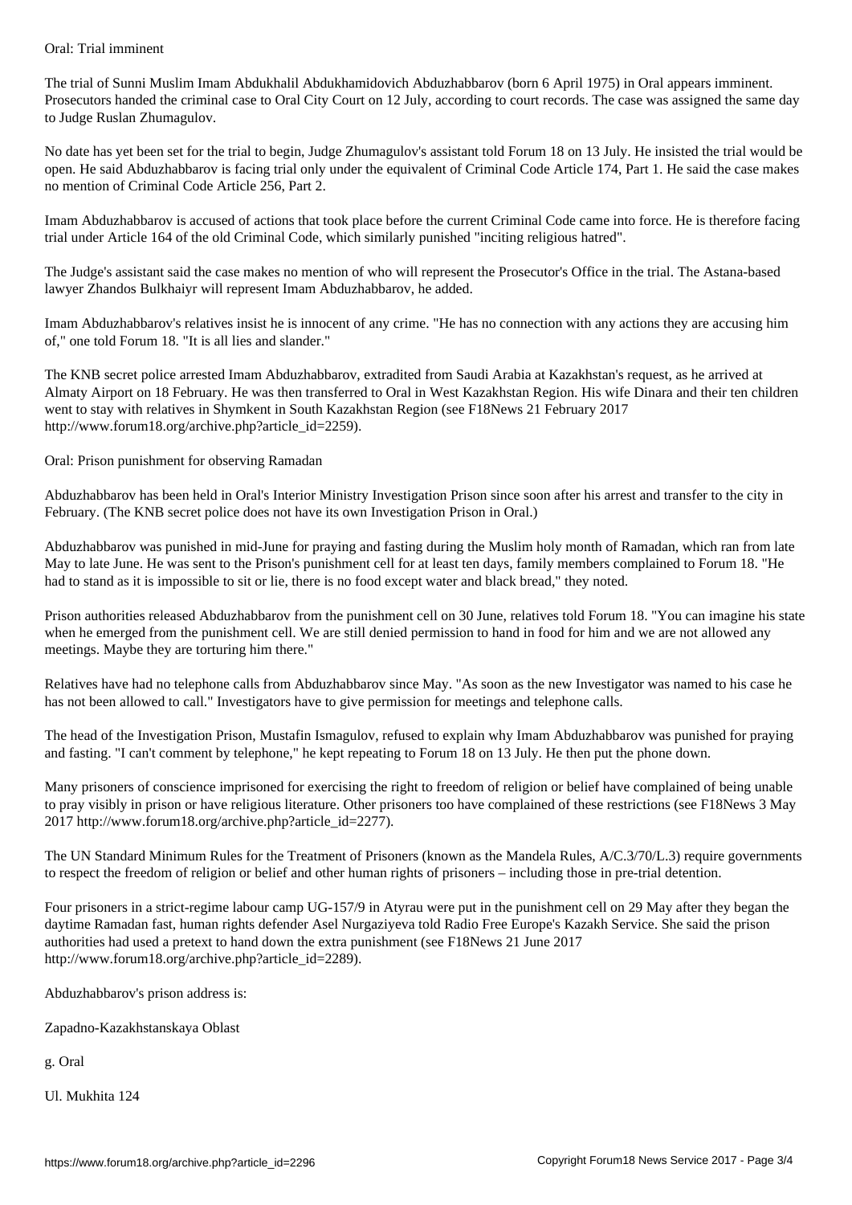Oral: Trial imminent

The trial of Sunni Muslim Imam Abdukhalil Abdukhamidovich Abduzhabbarov (born 6 April 1975) in Oral appears imminent. Prosecutors handed the criminal case to Oral City Court on 12 July, according to court records. The case was assigned the same day to Judge Ruslan Zhumagulov.

No date has yet been set for the trial to begin, Judge Zhumagulov's assistant told Forum 18 on 13 July. He insisted the trial would be open. He said Abduzhabbarov is facing trial only under the equivalent of Criminal Code Article 174, Part 1. He said the case makes no mention of Criminal Code Article 256, Part 2.

Imam Abduzhabbarov is accused of actions that took place before the current Criminal Code came into force. He is therefore facing trial under Article 164 of the old Criminal Code, which similarly punished "inciting religious hatred".

The Judge's assistant said the case makes no mention of who will represent the Prosecutor's Office in the trial. The Astana-based lawyer Zhandos Bulkhaiyr will represent Imam Abduzhabbarov, he added.

Imam Abduzhabbarov's relatives insist he is innocent of any crime. "He has no connection with any actions they are accusing him of," one told Forum 18. "It is all lies and slander."

The KNB secret police arrested Imam Abduzhabbarov, extradited from Saudi Arabia at Kazakhstan's request, as he arrived at Almaty Airport on 18 February. He was then transferred to Oral in West Kazakhstan Region. His wife Dinara and their ten children went to stay with relatives in Shymkent in South Kazakhstan Region (see F18News 21 February 2017 http://www.forum18.org/archive.php?article_id=2259).

Oral: Prison punishment for observing Ramadan

Abduzhabbarov has been held in Oral's Interior Ministry Investigation Prison since soon after his arrest and transfer to the city in February. (The KNB secret police does not have its own Investigation Prison in Oral.)

Abduzhabbarov was punished in mid-June for praying and fasting during the Muslim holy month of Ramadan, which ran from late May to late June. He was sent to the Prison's punishment cell for at least ten days, family members complained to Forum 18. "He had to stand as it is impossible to sit or lie, there is no food except water and black bread," they noted.

Prison authorities released Abduzhabbarov from the punishment cell on 30 June, relatives told Forum 18. "You can imagine his state when he emerged from the punishment cell. We are still denied permission to hand in food for him and we are not allowed any meetings. Maybe they are torturing him there."

Relatives have had no telephone calls from Abduzhabbarov since May. "As soon as the new Investigator was named to his case he has not been allowed to call." Investigators have to give permission for meetings and telephone calls.

The head of the Investigation Prison, Mustafin Ismagulov, refused to explain why Imam Abduzhabbarov was punished for praying and fasting. "I can't comment by telephone," he kept repeating to Forum 18 on 13 July. He then put the phone down.

Many prisoners of conscience imprisoned for exercising the right to freedom of religion or belief have complained of being unable to pray visibly in prison or have religious literature. Other prisoners too have complained of these restrictions (see F18News 3 May 2017 http://www.forum18.org/archive.php?article_id=2277).

The UN Standard Minimum Rules for the Treatment of Prisoners (known as the Mandela Rules, A/C.3/70/L.3) require governments to respect the freedom of religion or belief and other human rights of prisoners – including those in pre-trial detention.

Four prisoners in a strict-regime labour camp UG-157/9 in Atyrau were put in the punishment cell on 29 May after they began the daytime Ramadan fast, human rights defender Asel Nurgaziyeva told Radio Free Europe's Kazakh Service. She said the prison authorities had used a pretext to hand down the extra punishment (see F18News 21 June 2017 http://www.forum18.org/archive.php?article_id=2289).

Abduzhabbarov's prison address is:

Zapadno-Kazakhstanskaya Oblast

g. Oral

Ul. Mukhita 124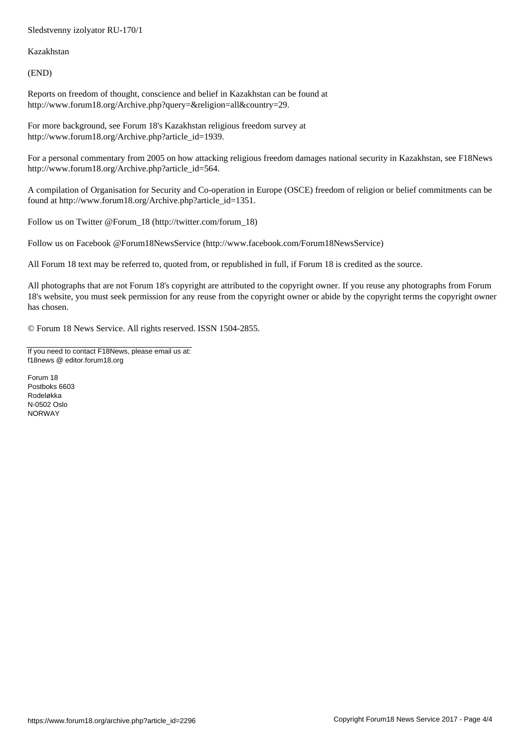Sledstvenny izolyator RU-170/1

Kazakhstan

(END)

Reports on freedom of thought, conscience and belief in Kazakhstan can be found at http://www.forum18.org/Archive.php?query=&religion=all&country=29.

For more background, see Forum 18's Kazakhstan religious freedom survey at http://www.forum18.org/Archive.php?article_id=1939.

For a personal commentary from 2005 on how attacking religious freedom damages national security in Kazakhstan, see F18News http://www.forum18.org/Archive.php?article_id=564.

A compilation of Organisation for Security and Co-operation in Europe (OSCE) freedom of religion or belief commitments can be found at http://www.forum18.org/Archive.php?article_id=1351.

Follow us on Twitter @Forum_18 (http://twitter.com/forum_18)

Follow us on Facebook @Forum18NewsService (http://www.facebook.com/Forum18NewsService)

All Forum 18 text may be referred to, quoted from, or republished in full, if Forum 18 is credited as the source.

All photographs that are not Forum 18's copyright are attributed to the copyright owner. If you reuse any photographs from Forum 18's website, you must seek permission for any reuse from the copyright owner or abide by the copyright terms the copyright owner has chosen.

© Forum 18 News Service. All rights reserved. ISSN 1504-2855.

If you need to contact F18News, please email us at:
f18news @ editor.forum18.org

Forum 18
Postboks 6603
Rodeløkka
N-0502 Oslo
NORWAY